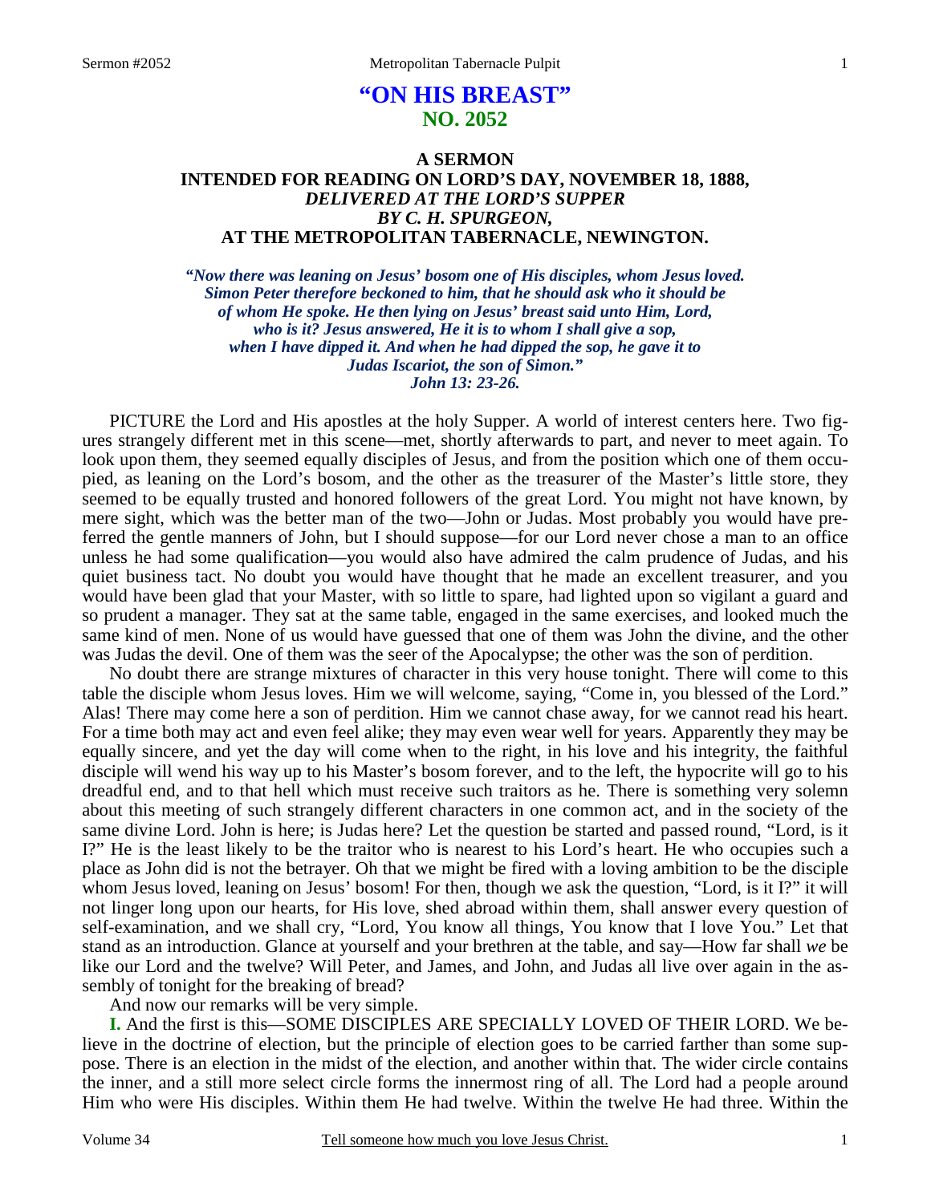# "ON HIS BREAST"
## NO. 2052

### A SERMON
### INTENDED FOR READING ON LORD'S DAY, NOVEMBER 18, 1888,
### *DELIVERED AT THE LORD'S SUPPER*
### *BY C. H. SPURGEON,*
### AT THE METROPOLITAN TABERNACLE, NEWINGTON.

***"Now there was leaning on Jesus' bosom one of His disciples, whom Jesus loved. Simon Peter therefore beckoned to him, that he should ask who it should be of whom He spoke. He then lying on Jesus' breast said unto Him, Lord, who is it? Jesus answered, He it is to whom I shall give a sop, when I have dipped it. And when he had dipped the sop, he gave it to Judas Iscariot, the son of Simon." John 13: 23-26.***

PICTURE the Lord and His apostles at the holy Supper. A world of interest centers here. Two figures strangely different met in this scene—met, shortly afterwards to part, and never to meet again. To look upon them, they seemed equally disciples of Jesus, and from the position which one of them occupied, as leaning on the Lord's bosom, and the other as the treasurer of the Master's little store, they seemed to be equally trusted and honored followers of the great Lord. You might not have known, by mere sight, which was the better man of the two—John or Judas. Most probably you would have preferred the gentle manners of John, but I should suppose—for our Lord never chose a man to an office unless he had some qualification—you would also have admired the calm prudence of Judas, and his quiet business tact. No doubt you would have thought that he made an excellent treasurer, and you would have been glad that your Master, with so little to spare, had lighted upon so vigilant a guard and so prudent a manager. They sat at the same table, engaged in the same exercises, and looked much the same kind of men. None of us would have guessed that one of them was John the divine, and the other was Judas the devil. One of them was the seer of the Apocalypse; the other was the son of perdition.

No doubt there are strange mixtures of character in this very house tonight. There will come to this table the disciple whom Jesus loves. Him we will welcome, saying, "Come in, you blessed of the Lord." Alas! There may come here a son of perdition. Him we cannot chase away, for we cannot read his heart. For a time both may act and even feel alike; they may even wear well for years. Apparently they may be equally sincere, and yet the day will come when to the right, in his love and his integrity, the faithful disciple will wend his way up to his Master's bosom forever, and to the left, the hypocrite will go to his dreadful end, and to that hell which must receive such traitors as he. There is something very solemn about this meeting of such strangely different characters in one common act, and in the society of the same divine Lord. John is here; is Judas here? Let the question be started and passed round, "Lord, is it I?" He is the least likely to be the traitor who is nearest to his Lord's heart. He who occupies such a place as John did is not the betrayer. Oh that we might be fired with a loving ambition to be the disciple whom Jesus loved, leaning on Jesus' bosom! For then, though we ask the question, "Lord, is it I?" it will not linger long upon our hearts, for His love, shed abroad within them, shall answer every question of self-examination, and we shall cry, "Lord, You know all things, You know that I love You." Let that stand as an introduction. Glance at yourself and your brethren at the table, and say—How far shall *we* be like our Lord and the twelve? Will Peter, and James, and John, and Judas all live over again in the assembly of tonight for the breaking of bread?

And now our remarks will be very simple.

**I.** And the first is this—SOME DISCIPLES ARE SPECIALLY LOVED OF THEIR LORD. We believe in the doctrine of election, but the principle of election goes to be carried farther than some suppose. There is an election in the midst of the election, and another within that. The wider circle contains the inner, and a still more select circle forms the innermost ring of all. The Lord had a people around Him who were His disciples. Within them He had twelve. Within the twelve He had three. Within the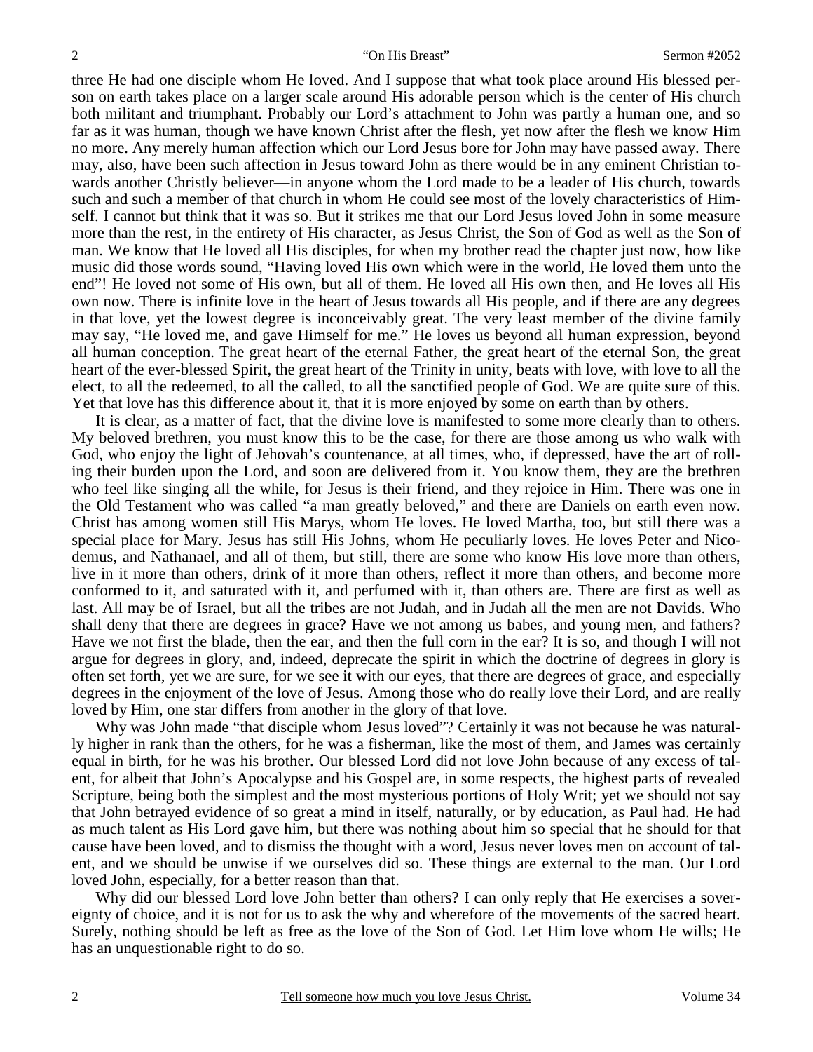three He had one disciple whom He loved. And I suppose that what took place around His blessed person on earth takes place on a larger scale around His adorable person which is the center of His church both militant and triumphant. Probably our Lord's attachment to John was partly a human one, and so far as it was human, though we have known Christ after the flesh, yet now after the flesh we know Him no more. Any merely human affection which our Lord Jesus bore for John may have passed away. There may, also, have been such affection in Jesus toward John as there would be in any eminent Christian towards another Christly believer—in anyone whom the Lord made to be a leader of His church, towards such and such a member of that church in whom He could see most of the lovely characteristics of Himself. I cannot but think that it was so. But it strikes me that our Lord Jesus loved John in some measure more than the rest, in the entirety of His character, as Jesus Christ, the Son of God as well as the Son of man. We know that He loved all His disciples, for when my brother read the chapter just now, how like music did those words sound, "Having loved His own which were in the world, He loved them unto the end"! He loved not some of His own, but all of them. He loved all His own then, and He loves all His own now. There is infinite love in the heart of Jesus towards all His people, and if there are any degrees in that love, yet the lowest degree is inconceivably great. The very least member of the divine family may say, "He loved me, and gave Himself for me." He loves us beyond all human expression, beyond all human conception. The great heart of the eternal Father, the great heart of the eternal Son, the great heart of the ever-blessed Spirit, the great heart of the Trinity in unity, beats with love, with love to all the elect, to all the redeemed, to all the called, to all the sanctified people of God. We are quite sure of this. Yet that love has this difference about it, that it is more enjoyed by some on earth than by others.

It is clear, as a matter of fact, that the divine love is manifested to some more clearly than to others. My beloved brethren, you must know this to be the case, for there are those among us who walk with God, who enjoy the light of Jehovah's countenance, at all times, who, if depressed, have the art of rolling their burden upon the Lord, and soon are delivered from it. You know them, they are the brethren who feel like singing all the while, for Jesus is their friend, and they rejoice in Him. There was one in the Old Testament who was called "a man greatly beloved," and there are Daniels on earth even now. Christ has among women still His Marys, whom He loves. He loved Martha, too, but still there was a special place for Mary. Jesus has still His Johns, whom He peculiarly loves. He loves Peter and Nicodemus, and Nathanael, and all of them, but still, there are some who know His love more than others, live in it more than others, drink of it more than others, reflect it more than others, and become more conformed to it, and saturated with it, and perfumed with it, than others are. There are first as well as last. All may be of Israel, but all the tribes are not Judah, and in Judah all the men are not Davids. Who shall deny that there are degrees in grace? Have we not among us babes, and young men, and fathers? Have we not first the blade, then the ear, and then the full corn in the ear? It is so, and though I will not argue for degrees in glory, and, indeed, deprecate the spirit in which the doctrine of degrees in glory is often set forth, yet we are sure, for we see it with our eyes, that there are degrees of grace, and especially degrees in the enjoyment of the love of Jesus. Among those who do really love their Lord, and are really loved by Him, one star differs from another in the glory of that love.

Why was John made "that disciple whom Jesus loved"? Certainly it was not because he was naturally higher in rank than the others, for he was a fisherman, like the most of them, and James was certainly equal in birth, for he was his brother. Our blessed Lord did not love John because of any excess of talent, for albeit that John's Apocalypse and his Gospel are, in some respects, the highest parts of revealed Scripture, being both the simplest and the most mysterious portions of Holy Writ; yet we should not say that John betrayed evidence of so great a mind in itself, naturally, or by education, as Paul had. He had as much talent as His Lord gave him, but there was nothing about him so special that he should for that cause have been loved, and to dismiss the thought with a word, Jesus never loves men on account of talent, and we should be unwise if we ourselves did so. These things are external to the man. Our Lord loved John, especially, for a better reason than that.

Why did our blessed Lord love John better than others? I can only reply that He exercises a sovereignty of choice, and it is not for us to ask the why and wherefore of the movements of the sacred heart. Surely, nothing should be left as free as the love of the Son of God. Let Him love whom He wills; He has an unquestionable right to do so.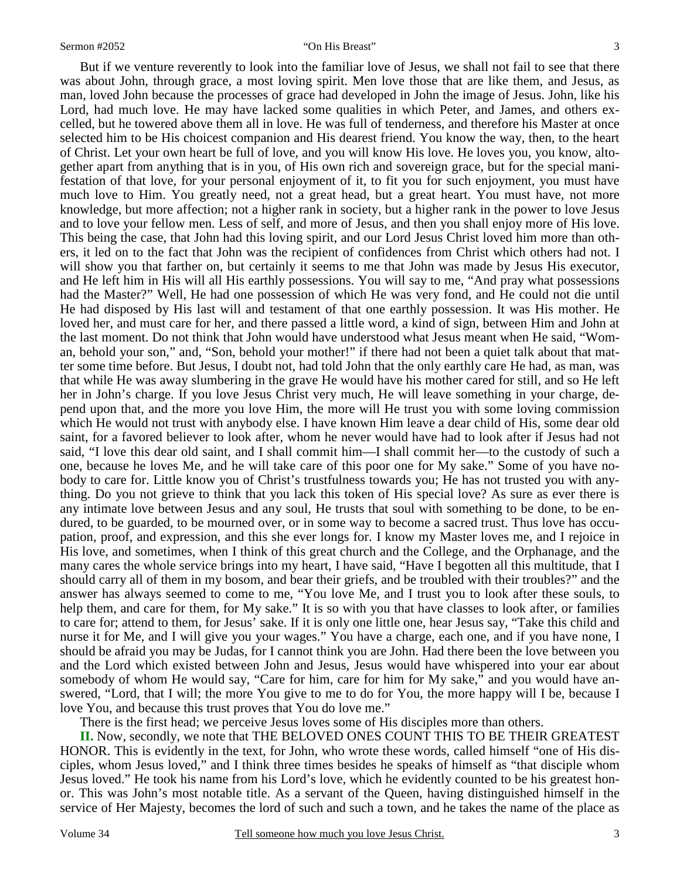But if we venture reverently to look into the familiar love of Jesus, we shall not fail to see that there was about John, through grace, a most loving spirit. Men love those that are like them, and Jesus, as man, loved John because the processes of grace had developed in John the image of Jesus. John, like his Lord, had much love. He may have lacked some qualities in which Peter, and James, and others excelled, but he towered above them all in love. He was full of tenderness, and therefore his Master at once selected him to be His choicest companion and His dearest friend. You know the way, then, to the heart of Christ. Let your own heart be full of love, and you will know His love. He loves you, you know, altogether apart from anything that is in you, of His own rich and sovereign grace, but for the special manifestation of that love, for your personal enjoyment of it, to fit you for such enjoyment, you must have much love to Him. You greatly need, not a great head, but a great heart. You must have, not more knowledge, but more affection; not a higher rank in society, but a higher rank in the power to love Jesus and to love your fellow men. Less of self, and more of Jesus, and then you shall enjoy more of His love. This being the case, that John had this loving spirit, and our Lord Jesus Christ loved him more than others, it led on to the fact that John was the recipient of confidences from Christ which others had not. I will show you that farther on, but certainly it seems to me that John was made by Jesus His executor, and He left him in His will all His earthly possessions. You will say to me, "And pray what possessions had the Master?" Well, He had one possession of which He was very fond, and He could not die until He had disposed by His last will and testament of that one earthly possession. It was His mother. He loved her, and must care for her, and there passed a little word, a kind of sign, between Him and John at the last moment. Do not think that John would have understood what Jesus meant when He said, "Woman, behold your son," and, "Son, behold your mother!" if there had not been a quiet talk about that matter some time before. But Jesus, I doubt not, had told John that the only earthly care He had, as man, was that while He was away slumbering in the grave He would have his mother cared for still, and so He left her in John's charge. If you love Jesus Christ very much, He will leave something in your charge, depend upon that, and the more you love Him, the more will He trust you with some loving commission which He would not trust with anybody else. I have known Him leave a dear child of His, some dear old saint, for a favored believer to look after, whom he never would have had to look after if Jesus had not said, "I love this dear old saint, and I shall commit him—I shall commit her—to the custody of such a one, because he loves Me, and he will take care of this poor one for My sake." Some of you have nobody to care for. Little know you of Christ's trustfulness towards you; He has not trusted you with anything. Do you not grieve to think that you lack this token of His special love? As sure as ever there is any intimate love between Jesus and any soul, He trusts that soul with something to be done, to be endured, to be guarded, to be mourned over, or in some way to become a sacred trust. Thus love has occupation, proof, and expression, and this she ever longs for. I know my Master loves me, and I rejoice in His love, and sometimes, when I think of this great church and the College, and the Orphanage, and the many cares the whole service brings into my heart, I have said, "Have I begotten all this multitude, that I should carry all of them in my bosom, and bear their griefs, and be troubled with their troubles?" and the answer has always seemed to come to me, "You love Me, and I trust you to look after these souls, to help them, and care for them, for My sake." It is so with you that have classes to look after, or families to care for; attend to them, for Jesus' sake. If it is only one little one, hear Jesus say, "Take this child and nurse it for Me, and I will give you your wages." You have a charge, each one, and if you have none, I should be afraid you may be Judas, for I cannot think you are John. Had there been the love between you and the Lord which existed between John and Jesus, Jesus would have whispered into your ear about somebody of whom He would say, "Care for him, care for him for My sake," and you would have answered, "Lord, that I will; the more You give to me to do for You, the more happy will I be, because I love You, and because this trust proves that You do love me."

There is the first head; we perceive Jesus loves some of His disciples more than others.

**II.** Now, secondly, we note that THE BELOVED ONES COUNT THIS TO BE THEIR GREATEST HONOR. This is evidently in the text, for John, who wrote these words, called himself "one of His disciples, whom Jesus loved," and I think three times besides he speaks of himself as "that disciple whom Jesus loved." He took his name from his Lord's love, which he evidently counted to be his greatest honor. This was John's most notable title. As a servant of the Queen, having distinguished himself in the service of Her Majesty, becomes the lord of such and such a town, and he takes the name of the place as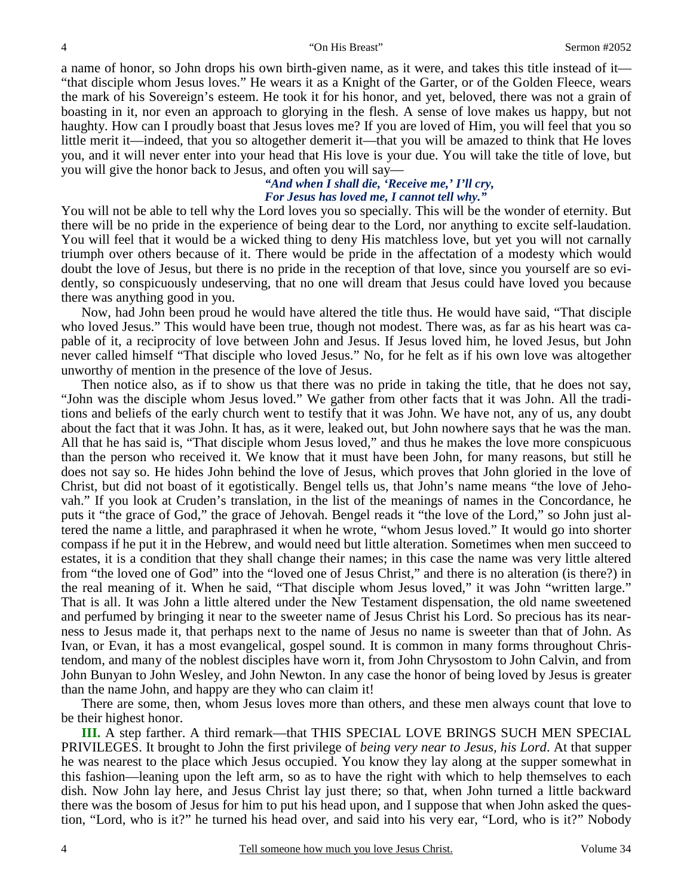a name of honor, so John drops his own birth-given name, as it were, and takes this title instead of it—"that disciple whom Jesus loves." He wears it as a Knight of the Garter, or of the Golden Fleece, wears the mark of his Sovereign's esteem. He took it for his honor, and yet, beloved, there was not a grain of boasting in it, nor even an approach to glorying in the flesh. A sense of love makes us happy, but not haughty. How can I proudly boast that Jesus loves me? If you are loved of Him, you will feel that you so little merit it—indeed, that you so altogether demerit it—that you will be amazed to think that He loves you, and it will never enter into your head that His love is your due. You will take the title of love, but you will give the honor back to Jesus, and often you will say—

*"And when I shall die, 'Receive me,' I'll cry,*
*For Jesus has loved me, I cannot tell why."*

You will not be able to tell why the Lord loves you so specially. This will be the wonder of eternity. But there will be no pride in the experience of being dear to the Lord, nor anything to excite self-laudation. You will feel that it would be a wicked thing to deny His matchless love, but yet you will not carnally triumph over others because of it. There would be pride in the affectation of a modesty which would doubt the love of Jesus, but there is no pride in the reception of that love, since you yourself are so evidently, so conspicuously undeserving, that no one will dream that Jesus could have loved you because there was anything good in you.

Now, had John been proud he would have altered the title thus. He would have said, "That disciple who loved Jesus." This would have been true, though not modest. There was, as far as his heart was capable of it, a reciprocity of love between John and Jesus. If Jesus loved him, he loved Jesus, but John never called himself "That disciple who loved Jesus." No, for he felt as if his own love was altogether unworthy of mention in the presence of the love of Jesus.

Then notice also, as if to show us that there was no pride in taking the title, that he does not say, "John was the disciple whom Jesus loved." We gather from other facts that it was John. All the traditions and beliefs of the early church went to testify that it was John. We have not, any of us, any doubt about the fact that it was John. It has, as it were, leaked out, but John nowhere says that he was the man. All that he has said is, "That disciple whom Jesus loved," and thus he makes the love more conspicuous than the person who received it. We know that it must have been John, for many reasons, but still he does not say so. He hides John behind the love of Jesus, which proves that John gloried in the love of Christ, but did not boast of it egotistically. Bengel tells us, that John's name means "the love of Jehovah." If you look at Cruden's translation, in the list of the meanings of names in the Concordance, he puts it "the grace of God," the grace of Jehovah. Bengel reads it "the love of the Lord," so John just altered the name a little, and paraphrased it when he wrote, "whom Jesus loved." It would go into shorter compass if he put it in the Hebrew, and would need but little alteration. Sometimes when men succeed to estates, it is a condition that they shall change their names; in this case the name was very little altered from "the loved one of God" into the "loved one of Jesus Christ," and there is no alteration (is there?) in the real meaning of it. When he said, "That disciple whom Jesus loved," it was John "written large." That is all. It was John a little altered under the New Testament dispensation, the old name sweetened and perfumed by bringing it near to the sweeter name of Jesus Christ his Lord. So precious has its nearness to Jesus made it, that perhaps next to the name of Jesus no name is sweeter than that of John. As Ivan, or Evan, it has a most evangelical, gospel sound. It is common in many forms throughout Christendom, and many of the noblest disciples have worn it, from John Chrysostom to John Calvin, and from John Bunyan to John Wesley, and John Newton. In any case the honor of being loved by Jesus is greater than the name John, and happy are they who can claim it!

There are some, then, whom Jesus loves more than others, and these men always count that love to be their highest honor.

**III.** A step farther. A third remark—that THIS SPECIAL LOVE BRINGS SUCH MEN SPECIAL PRIVILEGES. It brought to John the first privilege of *being very near to Jesus, his Lord*. At that supper he was nearest to the place which Jesus occupied. You know they lay along at the supper somewhat in this fashion—leaning upon the left arm, so as to have the right with which to help themselves to each dish. Now John lay here, and Jesus Christ lay just there; so that, when John turned a little backward there was the bosom of Jesus for him to put his head upon, and I suppose that when John asked the question, "Lord, who is it?" he turned his head over, and said into his very ear, "Lord, who is it?" Nobody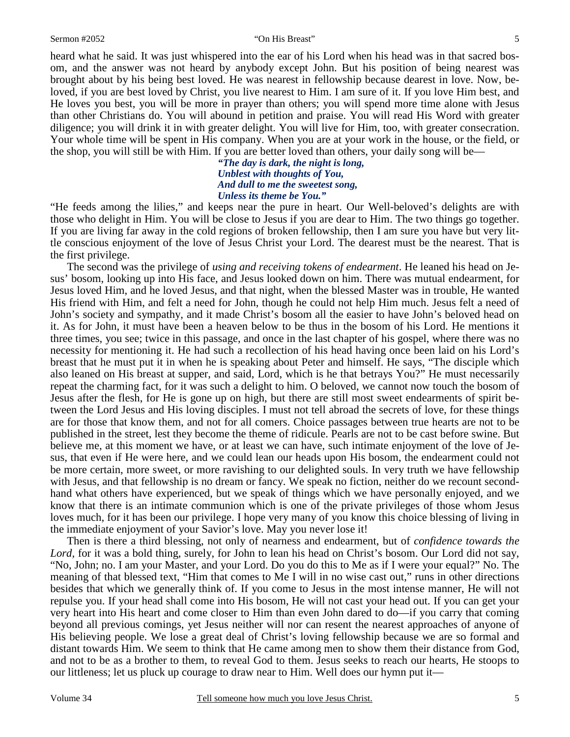heard what he said. It was just whispered into the ear of his Lord when his head was in that sacred bosom, and the answer was not heard by anybody except John. But his position of being nearest was brought about by his being best loved. He was nearest in fellowship because dearest in love. Now, beloved, if you are best loved by Christ, you live nearest to Him. I am sure of it. If you love Him best, and He loves you best, you will be more in prayer than others; you will spend more time alone with Jesus than other Christians do. You will abound in petition and praise. You will read His Word with greater diligence; you will drink it in with greater delight. You will live for Him, too, with greater consecration. Your whole time will be spent in His company. When you are at your work in the house, or the field, or the shop, you will still be with Him. If you are better loved than others, your daily song will be—

> ***"The day is dark, the night is long,***
> ***Unblest with thoughts of You,***
> ***And dull to me the sweetest song,***
> ***Unless its theme be You."***

"He feeds among the lilies," and keeps near the pure in heart. Our Well-beloved's delights are with those who delight in Him. You will be close to Jesus if you are dear to Him. The two things go together. If you are living far away in the cold regions of broken fellowship, then I am sure you have but very little conscious enjoyment of the love of Jesus Christ your Lord. The dearest must be the nearest. That is the first privilege.

The second was the privilege of *using and receiving tokens of endearment*. He leaned his head on Jesus' bosom, looking up into His face, and Jesus looked down on him. There was mutual endearment, for Jesus loved Him, and he loved Jesus, and that night, when the blessed Master was in trouble, He wanted His friend with Him, and felt a need for John, though he could not help Him much. Jesus felt a need of John's society and sympathy, and it made Christ's bosom all the easier to have John's beloved head on it. As for John, it must have been a heaven below to be thus in the bosom of his Lord. He mentions it three times, you see; twice in this passage, and once in the last chapter of his gospel, where there was no necessity for mentioning it. He had such a recollection of his head having once been laid on his Lord's breast that he must put it in when he is speaking about Peter and himself. He says, "The disciple which also leaned on His breast at supper, and said, Lord, which is he that betrays You?" He must necessarily repeat the charming fact, for it was such a delight to him. O beloved, we cannot now touch the bosom of Jesus after the flesh, for He is gone up on high, but there are still most sweet endearments of spirit between the Lord Jesus and His loving disciples. I must not tell abroad the secrets of love, for these things are for those that know them, and not for all comers. Choice passages between true hearts are not to be published in the street, lest they become the theme of ridicule. Pearls are not to be cast before swine. But believe me, at this moment we have, or at least we can have, such intimate enjoyment of the love of Jesus, that even if He were here, and we could lean our heads upon His bosom, the endearment could not be more certain, more sweet, or more ravishing to our delighted souls. In very truth we have fellowship with Jesus, and that fellowship is no dream or fancy. We speak no fiction, neither do we recount second-hand what others have experienced, but we speak of things which we have personally enjoyed, and we know that there is an intimate communion which is one of the private privileges of those whom Jesus loves much, for it has been our privilege. I hope very many of you know this choice blessing of living in the immediate enjoyment of your Savior's love. May you never lose it!

Then is there a third blessing, not only of nearness and endearment, but of *confidence towards the Lord,* for it was a bold thing, surely, for John to lean his head on Christ's bosom. Our Lord did not say, "No, John; no. I am your Master, and your Lord. Do you do this to Me as if I were your equal?" No. The meaning of that blessed text, "Him that comes to Me I will in no wise cast out," runs in other directions besides that which we generally think of. If you come to Jesus in the most intense manner, He will not repulse you. If your head shall come into His bosom, He will not cast your head out. If you can get your very heart into His heart and come closer to Him than even John dared to do—if you carry that coming beyond all previous comings, yet Jesus neither will nor can resent the nearest approaches of anyone of His believing people. We lose a great deal of Christ's loving fellowship because we are so formal and distant towards Him. We seem to think that He came among men to show them their distance from God, and not to be as a brother to them, to reveal God to them. Jesus seeks to reach our hearts, He stoops to our littleness; let us pluck up courage to draw near to Him. Well does our hymn put it—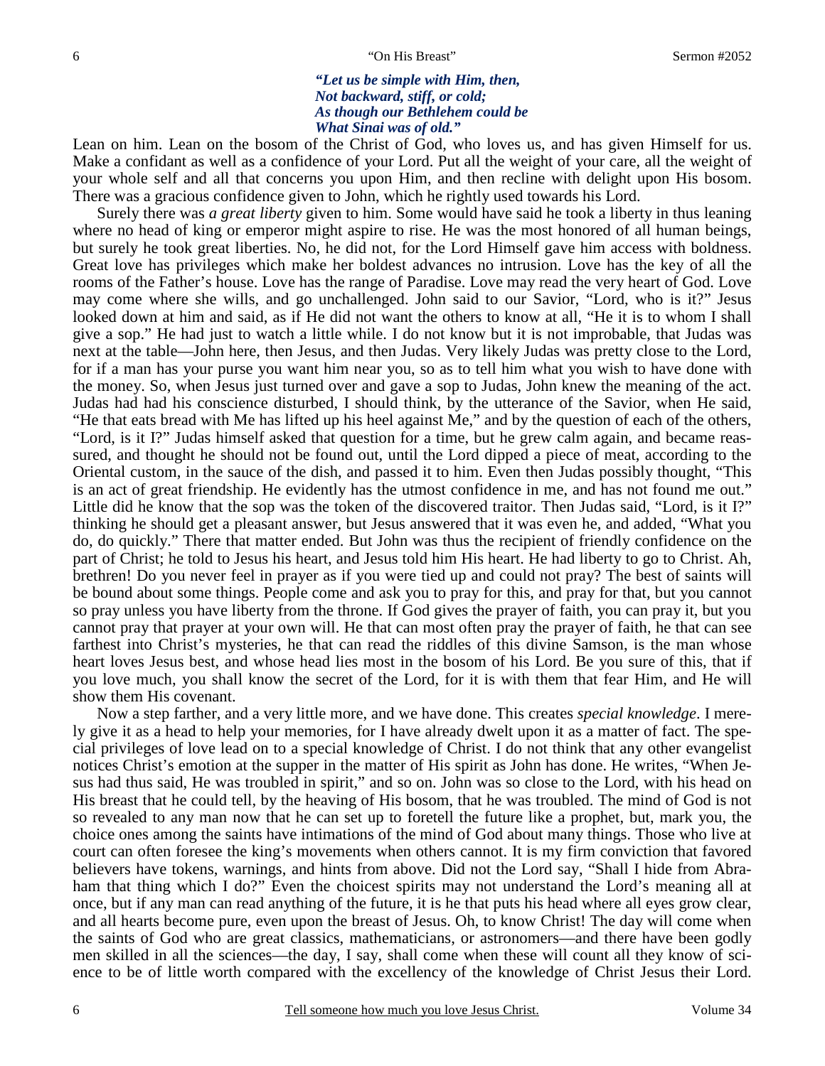*"Let us be simple with Him, then,*
*Not backward, stiff, or cold;*
*As though our Bethlehem could be*
*What Sinai was of old."*

Lean on him. Lean on the bosom of the Christ of God, who loves us, and has given Himself for us. Make a confidant as well as a confidence of your Lord. Put all the weight of your care, all the weight of your whole self and all that concerns you upon Him, and then recline with delight upon His bosom. There was a gracious confidence given to John, which he rightly used towards his Lord.

Surely there was *a great liberty* given to him. Some would have said he took a liberty in thus leaning where no head of king or emperor might aspire to rise. He was the most honored of all human beings, but surely he took great liberties. No, he did not, for the Lord Himself gave him access with boldness. Great love has privileges which make her boldest advances no intrusion. Love has the key of all the rooms of the Father's house. Love has the range of Paradise. Love may read the very heart of God. Love may come where she wills, and go unchallenged. John said to our Savior, "Lord, who is it?" Jesus looked down at him and said, as if He did not want the others to know at all, "He it is to whom I shall give a sop." He had just to watch a little while. I do not know but it is not improbable, that Judas was next at the table—John here, then Jesus, and then Judas. Very likely Judas was pretty close to the Lord, for if a man has your purse you want him near you, so as to tell him what you wish to have done with the money. So, when Jesus just turned over and gave a sop to Judas, John knew the meaning of the act. Judas had had his conscience disturbed, I should think, by the utterance of the Savior, when He said, "He that eats bread with Me has lifted up his heel against Me," and by the question of each of the others, "Lord, is it I?" Judas himself asked that question for a time, but he grew calm again, and became reassured, and thought he should not be found out, until the Lord dipped a piece of meat, according to the Oriental custom, in the sauce of the dish, and passed it to him. Even then Judas possibly thought, "This is an act of great friendship. He evidently has the utmost confidence in me, and has not found me out." Little did he know that the sop was the token of the discovered traitor. Then Judas said, "Lord, is it I?" thinking he should get a pleasant answer, but Jesus answered that it was even he, and added, "What you do, do quickly." There that matter ended. But John was thus the recipient of friendly confidence on the part of Christ; he told to Jesus his heart, and Jesus told him His heart. He had liberty to go to Christ. Ah, brethren! Do you never feel in prayer as if you were tied up and could not pray? The best of saints will be bound about some things. People come and ask you to pray for this, and pray for that, but you cannot so pray unless you have liberty from the throne. If God gives the prayer of faith, you can pray it, but you cannot pray that prayer at your own will. He that can most often pray the prayer of faith, he that can see farthest into Christ's mysteries, he that can read the riddles of this divine Samson, is the man whose heart loves Jesus best, and whose head lies most in the bosom of his Lord. Be you sure of this, that if you love much, you shall know the secret of the Lord, for it is with them that fear Him, and He will show them His covenant.

Now a step farther, and a very little more, and we have done. This creates *special knowledge*. I merely give it as a head to help your memories, for I have already dwelt upon it as a matter of fact. The special privileges of love lead on to a special knowledge of Christ. I do not think that any other evangelist notices Christ's emotion at the supper in the matter of His spirit as John has done. He writes, "When Jesus had thus said, He was troubled in spirit," and so on. John was so close to the Lord, with his head on His breast that he could tell, by the heaving of His bosom, that he was troubled. The mind of God is not so revealed to any man now that he can set up to foretell the future like a prophet, but, mark you, the choice ones among the saints have intimations of the mind of God about many things. Those who live at court can often foresee the king's movements when others cannot. It is my firm conviction that favored believers have tokens, warnings, and hints from above. Did not the Lord say, "Shall I hide from Abraham that thing which I do?" Even the choicest spirits may not understand the Lord's meaning all at once, but if any man can read anything of the future, it is he that puts his head where all eyes grow clear, and all hearts become pure, even upon the breast of Jesus. Oh, to know Christ! The day will come when the saints of God who are great classics, mathematicians, or astronomers—and there have been godly men skilled in all the sciences—the day, I say, shall come when these will count all they know of science to be of little worth compared with the excellency of the knowledge of Christ Jesus their Lord.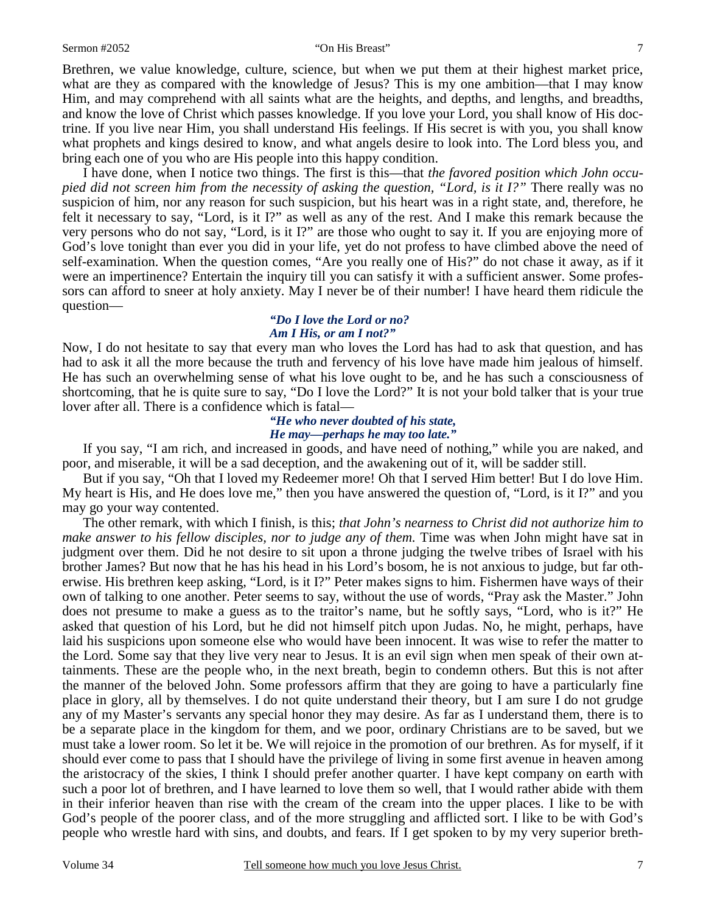Brethren, we value knowledge, culture, science, but when we put them at their highest market price, what are they as compared with the knowledge of Jesus? This is my one ambition—that I may know Him, and may comprehend with all saints what are the heights, and depths, and lengths, and breadths, and know the love of Christ which passes knowledge. If you love your Lord, you shall know of His doctrine. If you live near Him, you shall understand His feelings. If His secret is with you, you shall know what prophets and kings desired to know, and what angels desire to look into. The Lord bless you, and bring each one of you who are His people into this happy condition.

I have done, when I notice two things. The first is this—that *the favored position which John occupied did not screen him from the necessity of asking the question, "Lord, is it I?"* There really was no suspicion of him, nor any reason for such suspicion, but his heart was in a right state, and, therefore, he felt it necessary to say, "Lord, is it I?" as well as any of the rest. And I make this remark because the very persons who do not say, "Lord, is it I?" are those who ought to say it. If you are enjoying more of God's love tonight than ever you did in your life, yet do not profess to have climbed above the need of self-examination. When the question comes, "Are you really one of His?" do not chase it away, as if it were an impertinence? Entertain the inquiry till you can satisfy it with a sufficient answer. Some professors can afford to sneer at holy anxiety. May I never be of their number! I have heard them ridicule the question—

***"Do I love the Lord or no?***
***Am I His, or am I not?"***

Now, I do not hesitate to say that every man who loves the Lord has had to ask that question, and has had to ask it all the more because the truth and fervency of his love have made him jealous of himself. He has such an overwhelming sense of what his love ought to be, and he has such a consciousness of shortcoming, that he is quite sure to say, "Do I love the Lord?" It is not your bold talker that is your true lover after all. There is a confidence which is fatal—

***"He who never doubted of his state,***
***He may—perhaps he may too late."***

If you say, "I am rich, and increased in goods, and have need of nothing," while you are naked, and poor, and miserable, it will be a sad deception, and the awakening out of it, will be sadder still.

But if you say, "Oh that I loved my Redeemer more! Oh that I served Him better! But I do love Him. My heart is His, and He does love me," then you have answered the question of, "Lord, is it I?" and you may go your way contented.

The other remark, with which I finish, is this; *that John's nearness to Christ did not authorize him to make answer to his fellow disciples, nor to judge any of them.* Time was when John might have sat in judgment over them. Did he not desire to sit upon a throne judging the twelve tribes of Israel with his brother James? But now that he has his head in his Lord's bosom, he is not anxious to judge, but far otherwise. His brethren keep asking, "Lord, is it I?" Peter makes signs to him. Fishermen have ways of their own of talking to one another. Peter seems to say, without the use of words, "Pray ask the Master." John does not presume to make a guess as to the traitor's name, but he softly says, "Lord, who is it?" He asked that question of his Lord, but he did not himself pitch upon Judas. No, he might, perhaps, have laid his suspicions upon someone else who would have been innocent. It was wise to refer the matter to the Lord. Some say that they live very near to Jesus. It is an evil sign when men speak of their own attainments. These are the people who, in the next breath, begin to condemn others. But this is not after the manner of the beloved John. Some professors affirm that they are going to have a particularly fine place in glory, all by themselves. I do not quite understand their theory, but I am sure I do not grudge any of my Master's servants any special honor they may desire. As far as I understand them, there is to be a separate place in the kingdom for them, and we poor, ordinary Christians are to be saved, but we must take a lower room. So let it be. We will rejoice in the promotion of our brethren. As for myself, if it should ever come to pass that I should have the privilege of living in some first avenue in heaven among the aristocracy of the skies, I think I should prefer another quarter. I have kept company on earth with such a poor lot of brethren, and I have learned to love them so well, that I would rather abide with them in their inferior heaven than rise with the cream of the cream into the upper places. I like to be with God's people of the poorer class, and of the more struggling and afflicted sort. I like to be with God's people who wrestle hard with sins, and doubts, and fears. If I get spoken to by my very superior breth-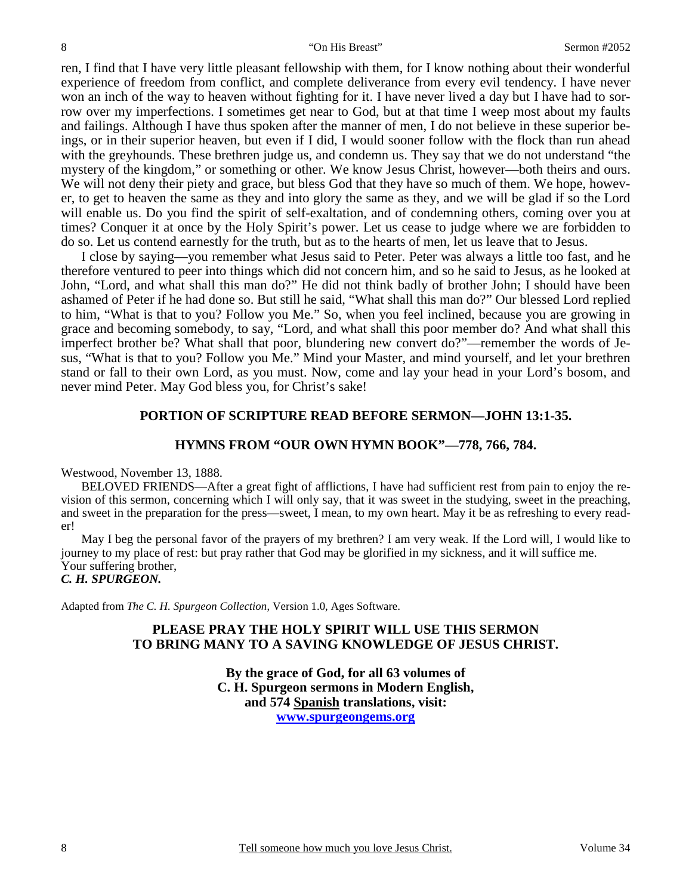ren, I find that I have very little pleasant fellowship with them, for I know nothing about their wonderful experience of freedom from conflict, and complete deliverance from every evil tendency. I have never won an inch of the way to heaven without fighting for it. I have never lived a day but I have had to sorrow over my imperfections. I sometimes get near to God, but at that time I weep most about my faults and failings. Although I have thus spoken after the manner of men, I do not believe in these superior beings, or in their superior heaven, but even if I did, I would sooner follow with the flock than run ahead with the greyhounds. These brethren judge us, and condemn us. They say that we do not understand "the mystery of the kingdom," or something or other. We know Jesus Christ, however—both theirs and ours. We will not deny their piety and grace, but bless God that they have so much of them. We hope, however, to get to heaven the same as they and into glory the same as they, and we will be glad if so the Lord will enable us. Do you find the spirit of self-exaltation, and of condemning others, coming over you at times? Conquer it at once by the Holy Spirit's power. Let us cease to judge where we are forbidden to do so. Let us contend earnestly for the truth, but as to the hearts of men, let us leave that to Jesus.

I close by saying—you remember what Jesus said to Peter. Peter was always a little too fast, and he therefore ventured to peer into things which did not concern him, and so he said to Jesus, as he looked at John, "Lord, and what shall this man do?" He did not think badly of brother John; I should have been ashamed of Peter if he had done so. But still he said, "What shall this man do?" Our blessed Lord replied to him, "What is that to you? Follow you Me." So, when you feel inclined, because you are growing in grace and becoming somebody, to say, "Lord, and what shall this poor member do? And what shall this imperfect brother be? What shall that poor, blundering new convert do?"—remember the words of Jesus, "What is that to you? Follow you Me." Mind your Master, and mind yourself, and let your brethren stand or fall to their own Lord, as you must. Now, come and lay your head in your Lord's bosom, and never mind Peter. May God bless you, for Christ's sake!

**PORTION OF SCRIPTURE READ BEFORE SERMON—JOHN 13:1-35.**

**HYMNS FROM "OUR OWN HYMN BOOK"—778, 766, 784.**

Westwood, November 13, 1888.

BELOVED FRIENDS—After a great fight of afflictions, I have had sufficient rest from pain to enjoy the revision of this sermon, concerning which I will only say, that it was sweet in the studying, sweet in the preaching, and sweet in the preparation for the press—sweet, I mean, to my own heart. May it be as refreshing to every reader!

May I beg the personal favor of the prayers of my brethren? I am very weak. If the Lord will, I would like to journey to my place of rest: but pray rather that God may be glorified in my sickness, and it will suffice me.
Your suffering brother,
***C. H. SPURGEON.***

Adapted from *The C. H. Spurgeon Collection*, Version 1.0, Ages Software.

**PLEASE PRAY THE HOLY SPIRIT WILL USE THIS SERMON TO BRING MANY TO A SAVING KNOWLEDGE OF JESUS CHRIST.**

**By the grace of God, for all 63 volumes of C. H. Spurgeon sermons in Modern English, and 574 Spanish translations, visit: www.spurgeongems.org**